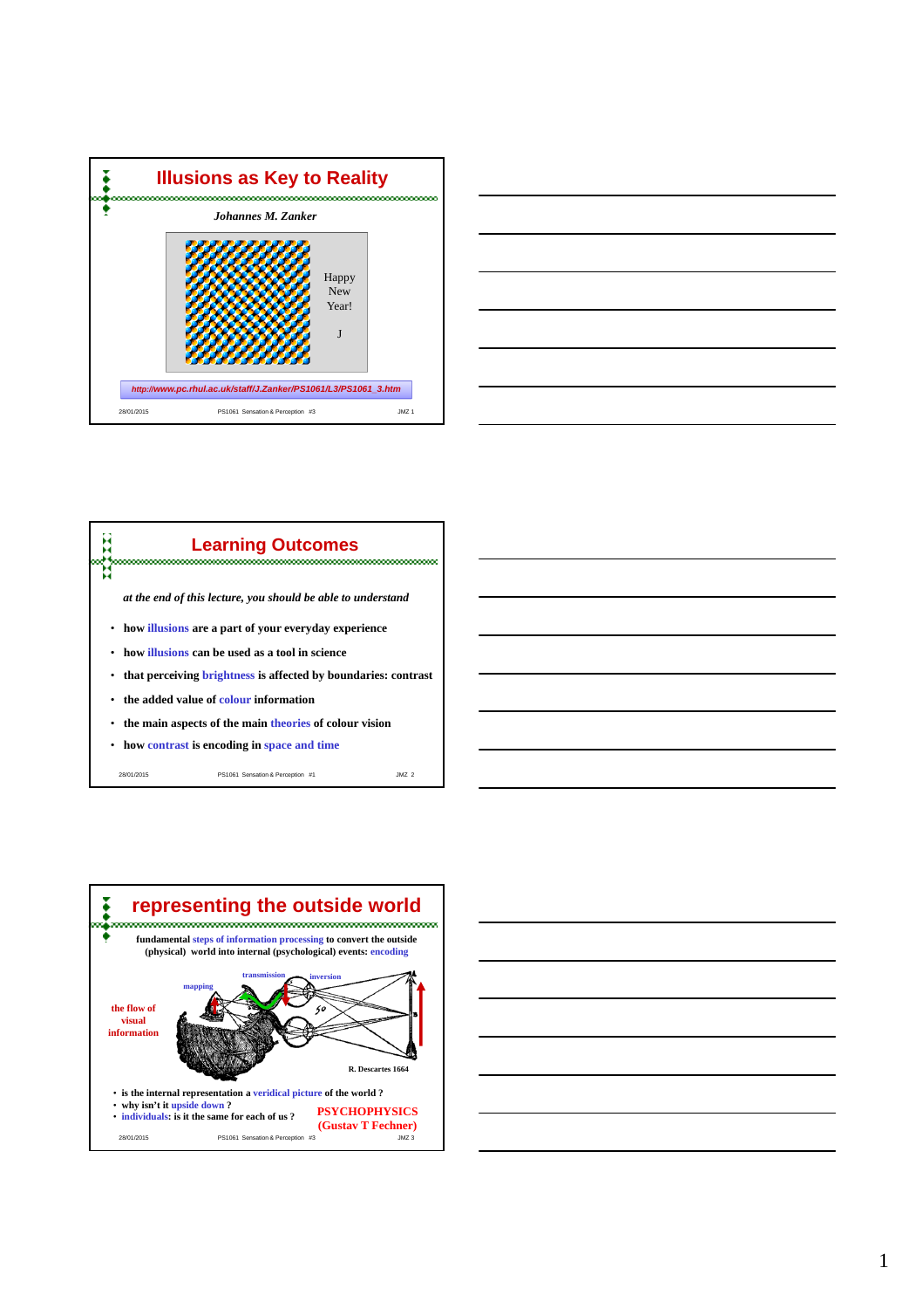# Illusions as Key to Reality

*Johannes M. Zanker*

Happy New Year!

J

*http://www.pc.rhul.ac.uk/staff/J.Zanker/PS1061/L3/PS1061_3.htm*

# Learning Outcomes

*at the end of this lecture, you should be able to understand*

- **how illusions are a part of your everyday experience**
- **how illusions can be used as a tool in science**
- **that perceiving brightness is affected by boundaries: contrast**
- **the added value of colour information**
- **the main aspects of the main theories of colour vision**
- **how contrast is encoding in space and time**

# representing the outside world

**fundamental steps of information processing to convert the outside (physical) world into internal (psychological) events: encoding**

the flow of visual information

mapping

transmission

inversion

R. Descartes 1664

- **is the internal representation a veridical picture of the world ?**
- **why isn't it upside down ?**
- **individuals: is it the same for each of us ?**

**PSYCHOPHYSICS (Gustav T Fechner)**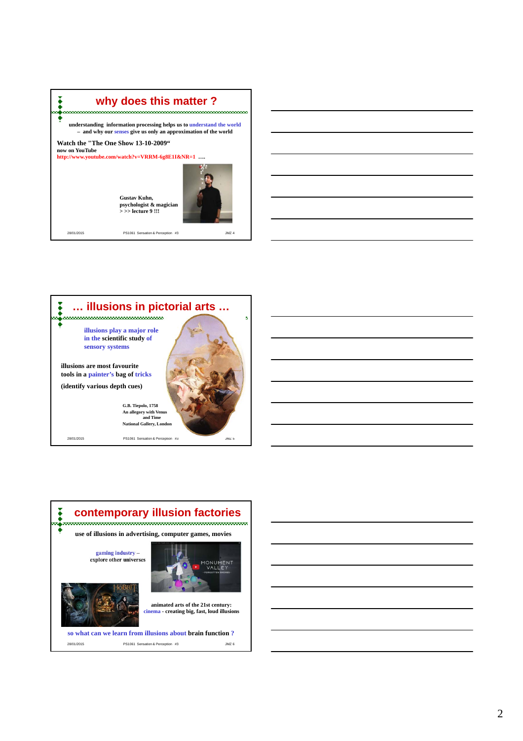## why does this matter ?

understanding information processing helps us to understand the world – and why our senses give us only an approximation of the world

**Watch the "The One Show 13-10-2009“**
now on YouTube
http://www.youtube.com/watch?v=VRRM-6g8E1I&NR=1 ….

Gustav Kuhn,
psychologist & magician
> >> lecture 9 !!!

## … illusions in pictorial arts …

illusions play a major role in the scientific study of sensory systems

illusions are most favourite tools in a painter's bag of tricks

(identify various depth cues)

G.B. Tiepolo, 1758
An allegory with Venus and Time
National Gallery, London

## contemporary illusion factories

use of illusions in advertising, computer games, movies

gaming industry – explore other universes

animated arts of the 21st century:
cinema - creating big, fast, loud illusions

so what can we learn from illusions about brain function ?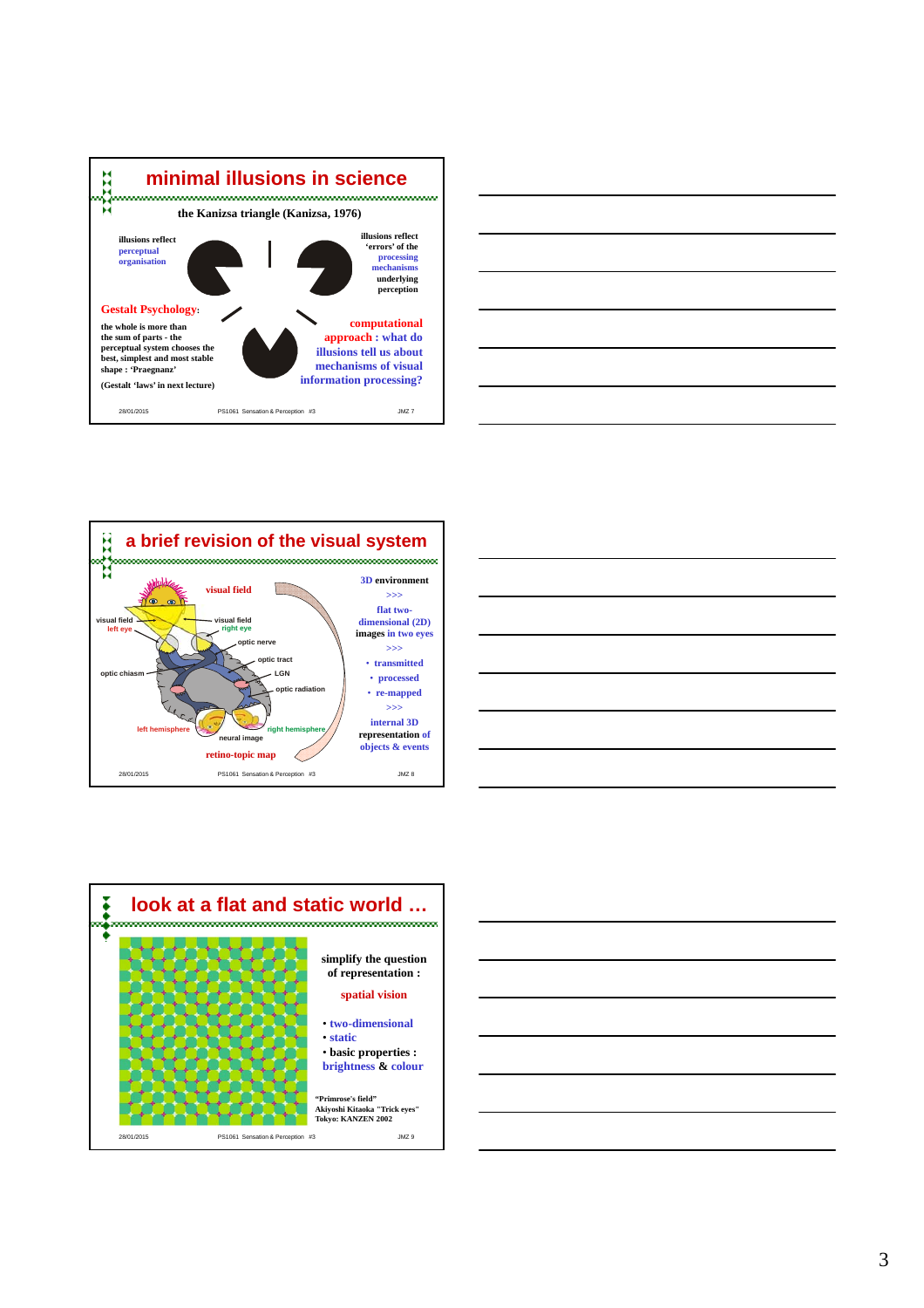## minimal illusions in science

**the Kanizsa triangle (Kanizsa, 1976)**

illusions reflect perceptual organisation

illusions reflect 'errors' of the processing mechanisms underlying perception

**Gestalt Psychology:**

the whole is more than the sum of parts - the perceptual system chooses the best, simplest and most stable shape : 'Praegnanz'

(Gestalt 'laws' in next lecture)

computational approach : what do illusions tell us about mechanisms of visual information processing?

28/01/2015 PS1061 Sensation & Perception #3 JMZ 7

## a brief revision of the visual system

visual field

visual field left eye

visual field right eye

optic nerve

optic chiasm

optic tract

LGN

optic radiation

left hemisphere

right hemisphere

neural image

retino-topic map

3D environment
>>>
flat two-dimensional (2D) images in two eyes
>>>
- transmitted
- processed
- re-mapped

>>>
internal 3D representation of objects & events

28/01/2015 PS1061 Sensation & Perception #3 JMZ 8

## look at a flat and static world …

simplify the question of representation :

spatial vision

- two-dimensional
- static
- basic properties : brightness & colour

"Primrose's field"
Akiyoshi Kitaoka "Trick eyes"
Tokyo: KANZEN 2002

28/01/2015 PS1061 Sensation & Perception #3 JMZ 9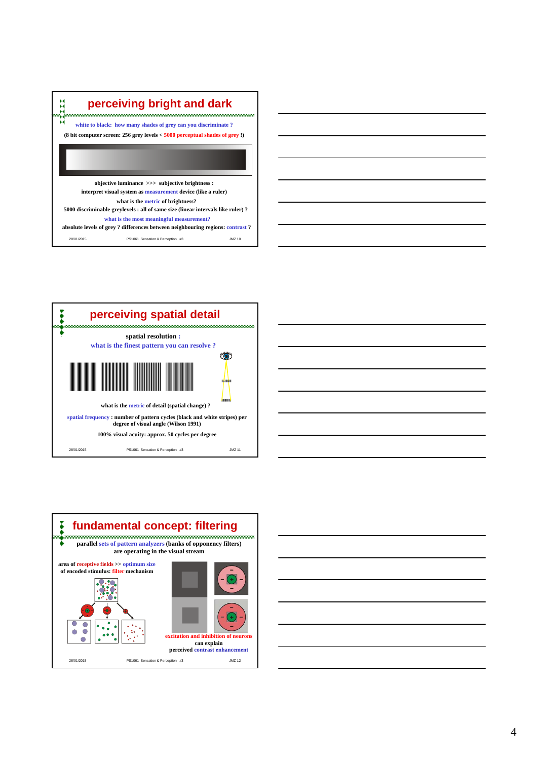## perceiving bright and dark

white to black: how many shades of grey can you discriminate ?

(8 bit computer screen: 256 grey levels < 5000 perceptual shades of grey !)

objective luminance >>> subjective brightness :

interpret visual system as measurement device (like a ruler)

what is the metric of brightness?

5000 discriminable greylevels : all of same size (linear intervals like ruler) ?

what is the most meaningful measurement?

absolute levels of grey ? differences between neighbouring regions: contrast ?

28/01/2015 PS1061 Sensation & Perception #3 JMZ 10

## perceiving spatial detail

spatial resolution :

what is the finest pattern you can resolve ?

what is the metric of detail (spatial change) ?

spatial frequency : number of pattern cycles (black and white stripes) per degree of visual angle (Wilson 1991)

100% visual acuity: approx. 50 cycles per degree

28/01/2015 PS1061 Sensation & Perception #3 JMZ 11

## fundamental concept: filtering

parallel sets of pattern analyzers (banks of opponency filters) are operating in the visual stream

area of receptive fields >> optimum size of encoded stimulus: filter mechanism

excitation and inhibition of neurons can explain perceived contrast enhancement

28/01/2015 PS1061 Sensation & Perception #3 JMZ 12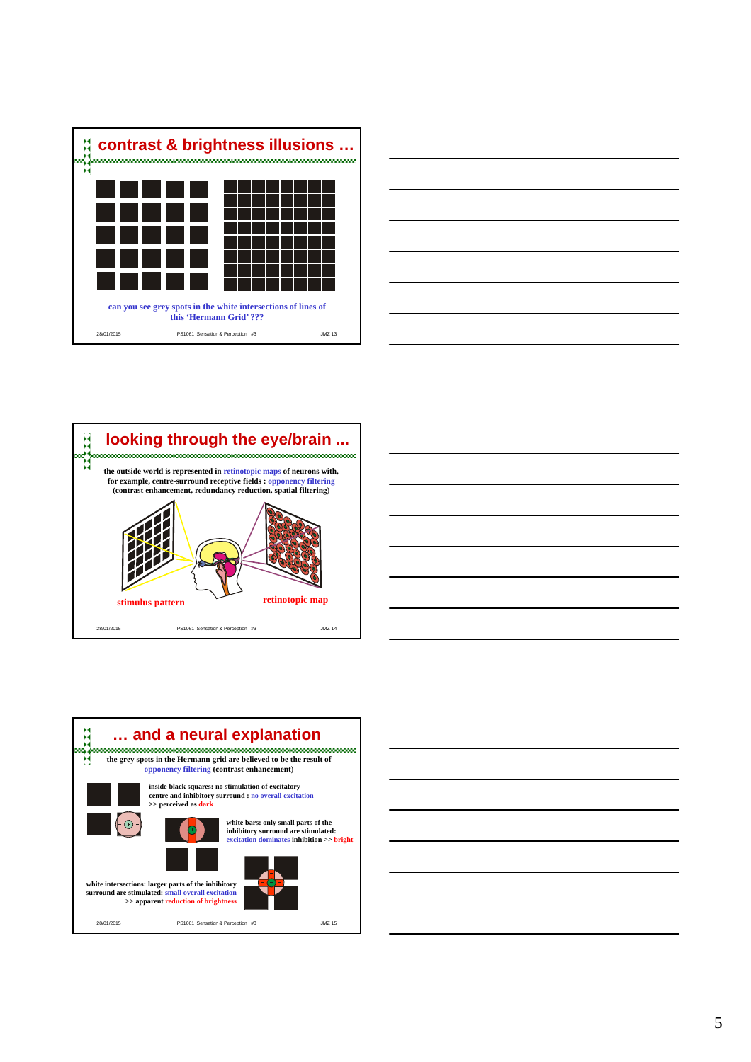## contrast & brightness illusions …

can you see grey spots in the white intersections of lines of this 'Hermann Grid' ???

## looking through the eye/brain ...

the outside world is represented in retinotopic maps of neurons with, for example, centre-surround receptive fields : opponency filtering (contrast enhancement, redundancy reduction, spatial filtering)

stimulus pattern

retinotopic map

## … and a neural explanation

the grey spots in the Hermann grid are believed to be the result of opponency filtering (contrast enhancement)

inside black squares: no stimulation of excitatory centre and inhibitory surround : no overall excitation >> perceived as dark

white bars: only small parts of the inhibitory surround are stimulated: excitation dominates inhibition >> bright

white intersections: larger parts of the inhibitory surround are stimulated: small overall excitation >> apparent reduction of brightness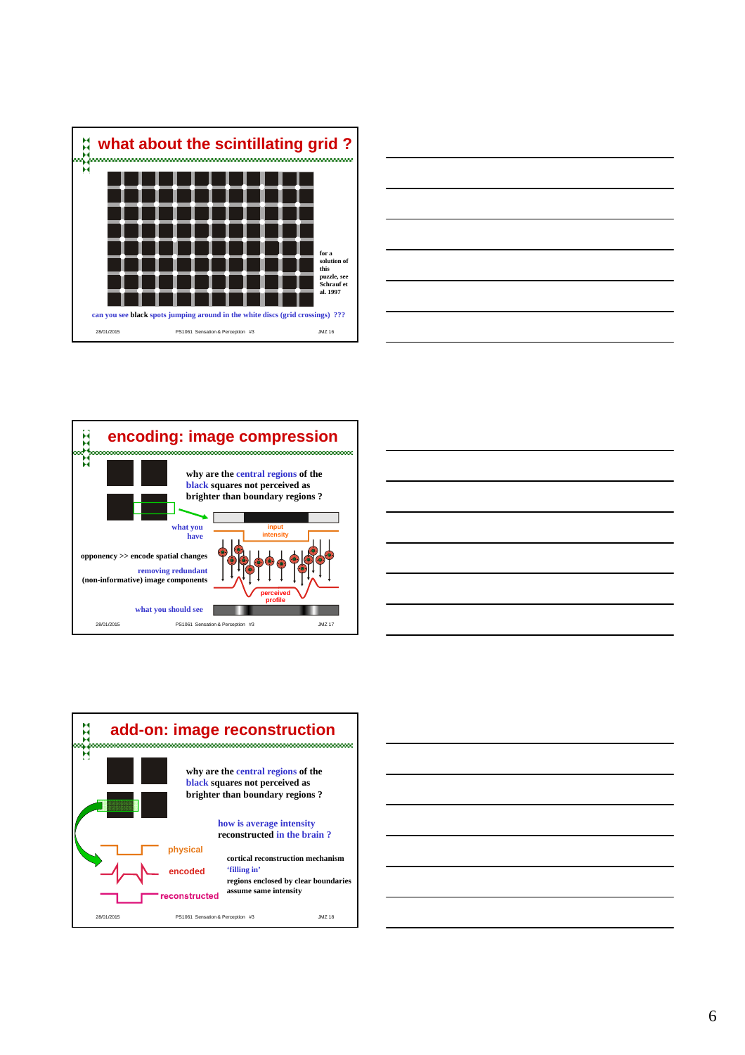## what about the scintillating grid ?

for a solution of this puzzle, see Schrauf et al. 1997

can you see **black** spots jumping around in the white discs (grid crossings) ???

28/01/2015 PS1061 Sensation & Perception #3 JMZ 16

## encoding: image compression

why are the central regions of the black squares not perceived as brighter than boundary regions ?

what you have

input intensity

opponency >> encode spatial changes

removing redundant (non-informative) image components

perceived profile

what you should see

28/01/2015 PS1061 Sensation & Perception #3 JMZ 17

## add-on: image reconstruction

why are the central regions of the black squares not perceived as brighter than boundary regions ?

how is average intensity reconstructed in the brain ?

physical

encoded

reconstructed

cortical reconstruction mechanism

'filling in'

regions enclosed by clear boundaries assume same intensity

28/01/2015 PS1061 Sensation & Perception #3 JMZ 18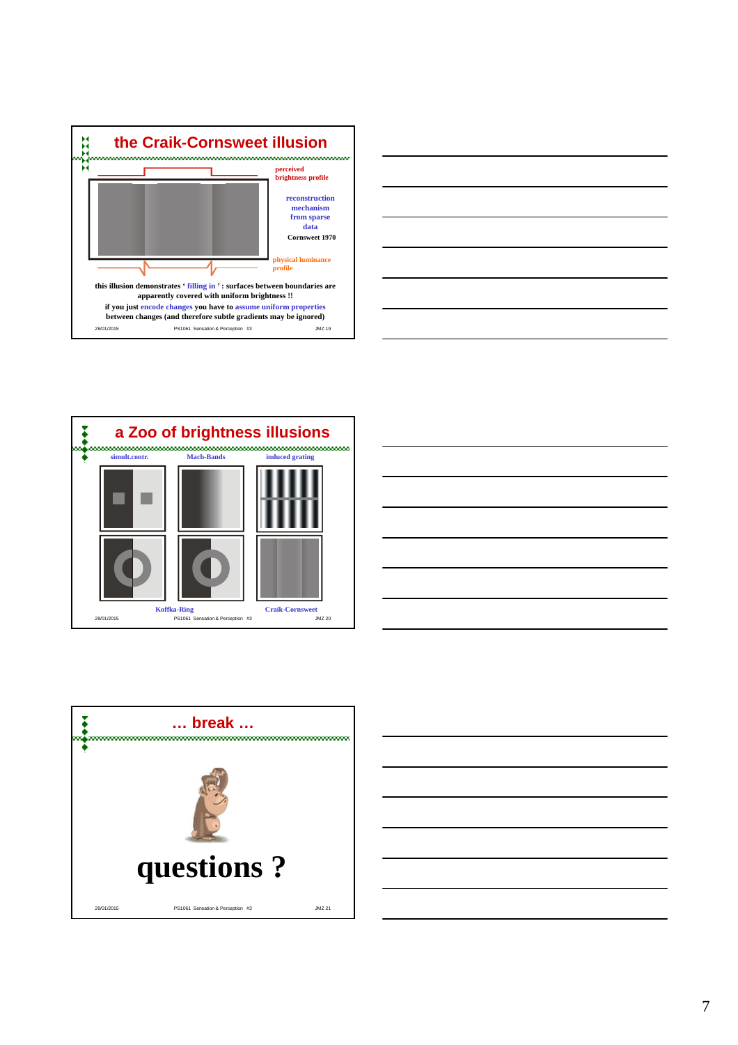## the Craik-Cornsweet illusion

perceived brightness profile

reconstruction mechanism from sparse data

Cornsweet 1970

physical luminance profile

this illusion demonstrates ' filling in ' : surfaces between boundaries are apparently covered with uniform brightness !!

if you just encode changes you have to assume uniform properties between changes (and therefore subtle gradients may be ignored)

## a Zoo of brightness illusions

simult.contr.

Mach-Bands

induced grating

Koffka-Ring

Craik-Cornsweet

## … break …

**questions ?**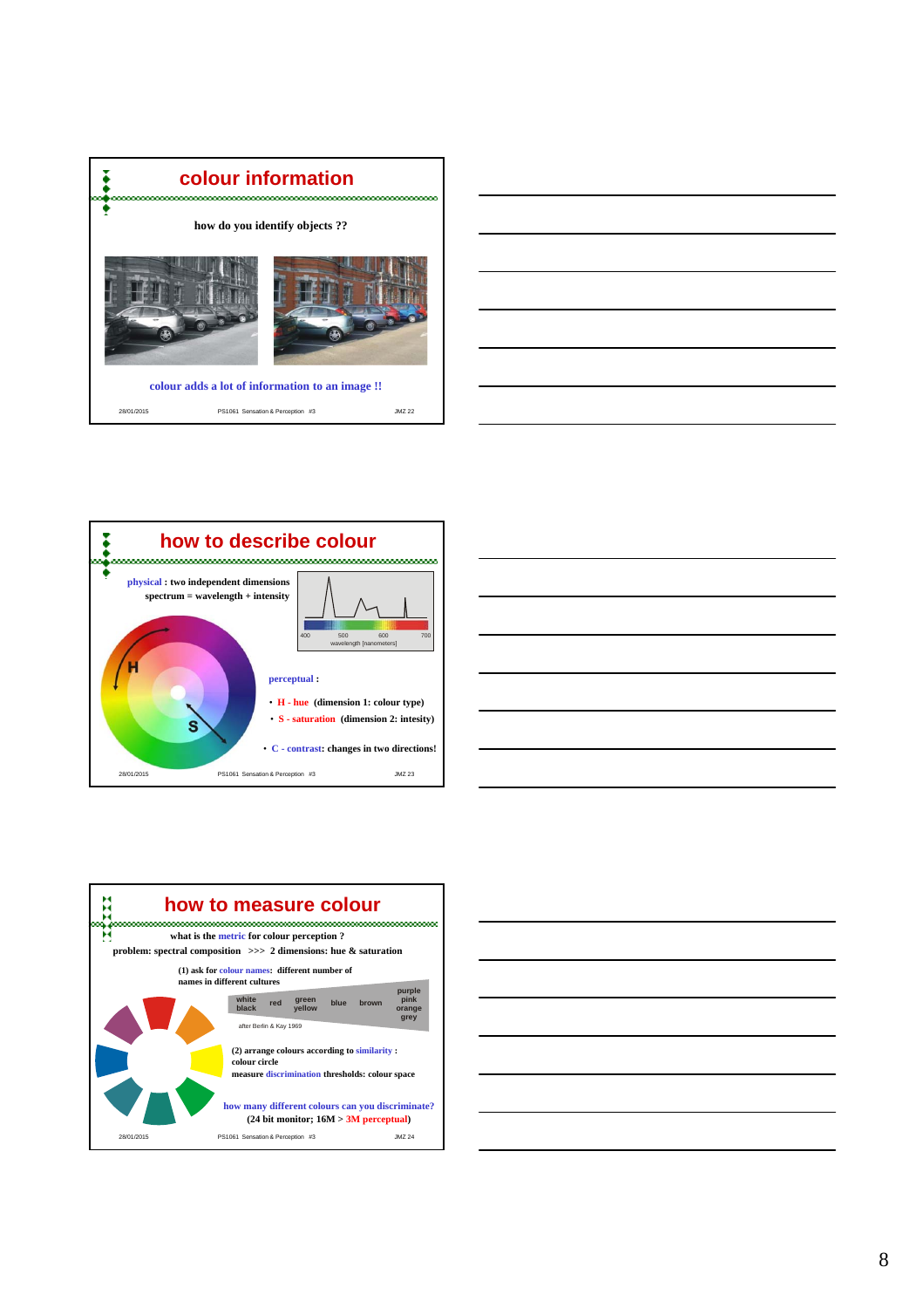## colour information

how do you identify objects ??

colour adds a lot of information to an image !!

## how to describe colour

physical : two independent dimensions
spectrum = wavelength + intensity

400 500 600 700
wavelength [nanometers]

perceptual :

- H - hue (dimension 1: colour type)
- S - saturation (dimension 2: intesity)
- C - contrast: changes in two directions!

## how to measure colour

what is the metric for colour perception ?

problem: spectral composition >>> 2 dimensions: hue & saturation

(1) ask for colour names: different number of names in different cultures

white black | red | green yellow | blue | brown | purple pink orange grey

after Berlin & Kay 1969

(2) arrange colours according to similarity :
colour circle
measure discrimination thresholds: colour space

how many different colours can you discriminate?
(24 bit monitor; 16M > 3M perceptual)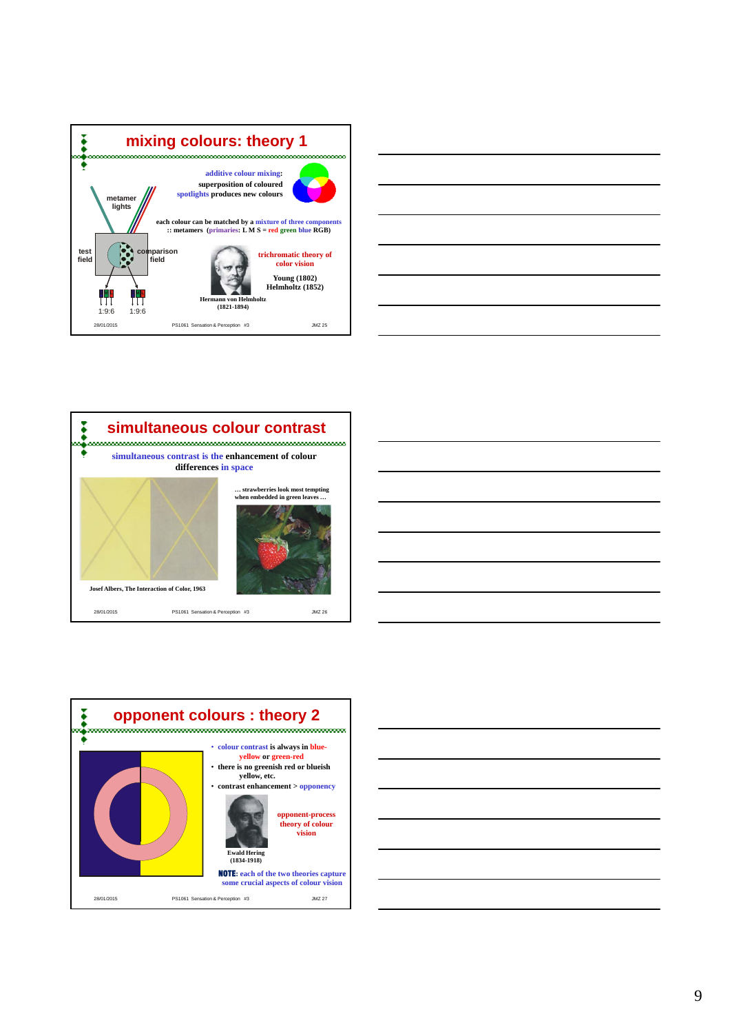## mixing colours: theory 1

additive colour mixing: superposition of coloured spotlights produces new colours

metamer lights

test field

comparison field

1:9:6 1:9:6

each colour can be matched by a mixture of three components :: metamers (primaries: L M S = red green blue RGB)

trichromatic theory of color vision

Young (1802)
Helmholtz (1852)

Hermann von Helmholtz (1821-1894)

28/01/2015 PS1061 Sensation & Perception #3 JMZ 25

## simultaneous colour contrast

simultaneous contrast is the enhancement of colour differences in space

Josef Albers, The Interaction of Color, 1963

… strawberries look most tempting when embedded in green leaves …

28/01/2015 PS1061 Sensation & Perception #3 JMZ 26

## opponent colours : theory 2

- colour contrast is always in blue-yellow or green-red
- there is no greenish red or blueish yellow, etc.
- contrast enhancement > opponency

opponent-process theory of colour vision

Ewald Hering (1834-1918)

**NOTE:** each of the two theories capture some crucial aspects of colour vision

28/01/2015 PS1061 Sensation & Perception #3 JMZ 27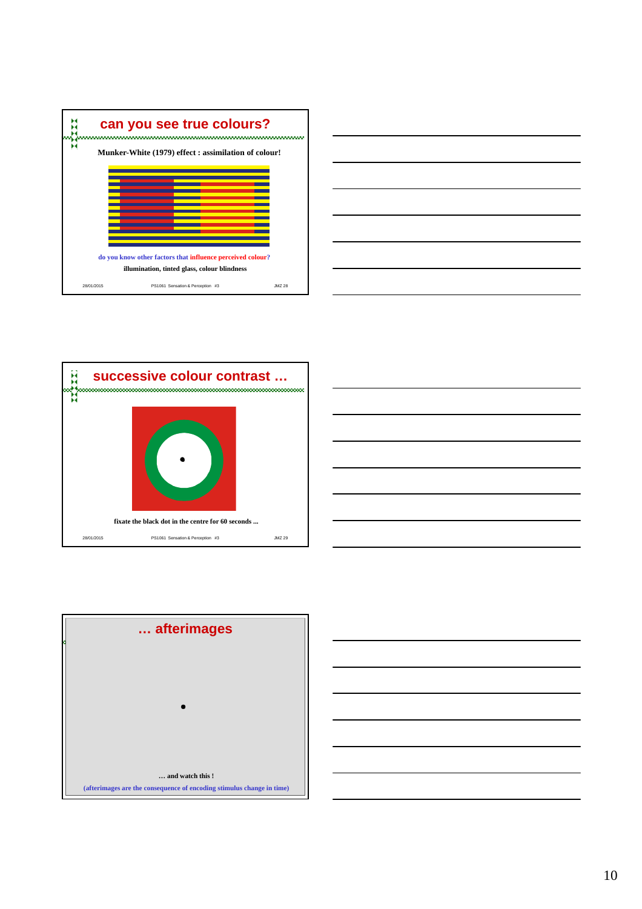## can you see true colours?

**Munker-White (1979) effect : assimilation of colour!**

do you know other factors that influence perceived colour?

**illumination, tinted glass, colour blindness**

## successive colour contrast …

**fixate the black dot in the centre for 60 seconds ...**

## … afterimages

**… and watch this !**

**(afterimages are the consequence of encoding stimulus change in time)**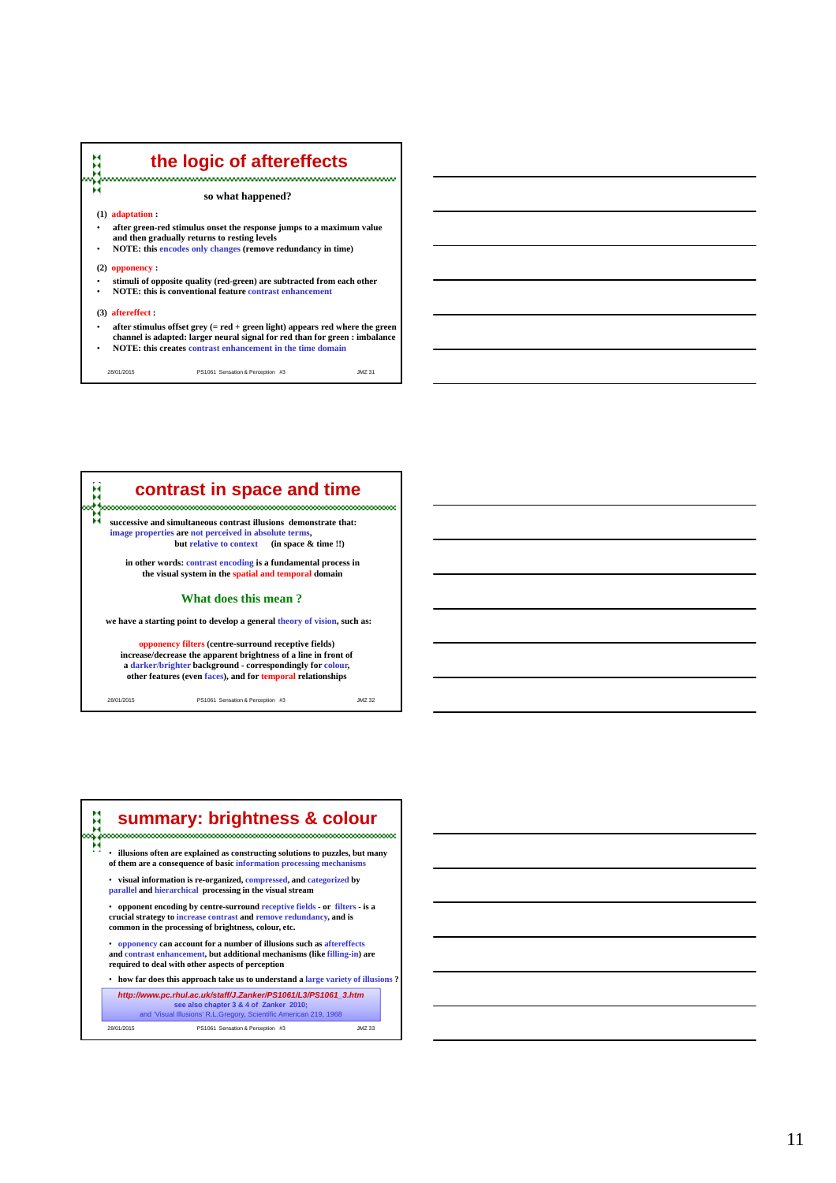## the logic of aftereffects

**so what happened?**

**(1) adaptation :**

- after green-red stimulus onset the response jumps to a maximum value and then gradually returns to resting levels
- NOTE: this encodes only changes (remove redundancy in time)

**(2) opponency :**

- stimuli of opposite quality (red-green) are subtracted from each other
- NOTE: this is conventional feature contrast enhancement

**(3) aftereffect :**

- after stimulus offset grey (= red + green light) appears red where the green channel is adapted: larger neural signal for red than for green : imbalance
- NOTE: this creates contrast enhancement in the time domain

28/01/2015 PS1061 Sensation & Perception #3 JMZ 31

## contrast in space and time

successive and simultaneous contrast illusions demonstrate that:
image properties are not perceived in absolute terms,
but relative to context (in space & time !!)

in other words: contrast encoding is a fundamental process in the visual system in the spatial and temporal domain

### What does this mean ?

we have a starting point to develop a general theory of vision, such as:

opponency filters (centre-surround receptive fields)
increase/decrease the apparent brightness of a line in front of a darker/brighter background - correspondingly for colour, other features (even faces), and for temporal relationships

28/01/2015 PS1061 Sensation & Perception #3 JMZ 32

## summary: brightness & colour

- illusions often are explained as constructing solutions to puzzles, but many of them are a consequence of basic information processing mechanisms
- visual information is re-organized, compressed, and categorized by parallel and hierarchical processing in the visual stream
- opponent encoding by centre-surround receptive fields - or filters - is a crucial strategy to increase contrast and remove redundancy, and is common in the processing of brightness, colour, etc.
- opponency can account for a number of illusions such as aftereffects and contrast enhancement, but additional mechanisms (like filling-in) are required to deal with other aspects of perception
- how far does this approach take us to understand a large variety of illusions ?

*http://www.pc.rhul.ac.uk/staff/J.Zanker/PS1061/L3/PS1061_3.htm*
see also chapter 3 & 4 of Zanker 2010;
and 'Visual Illusions' R.L.Gregory, Scientific American 219, 1968

28/01/2015 PS1061 Sensation & Perception #3 JMZ 33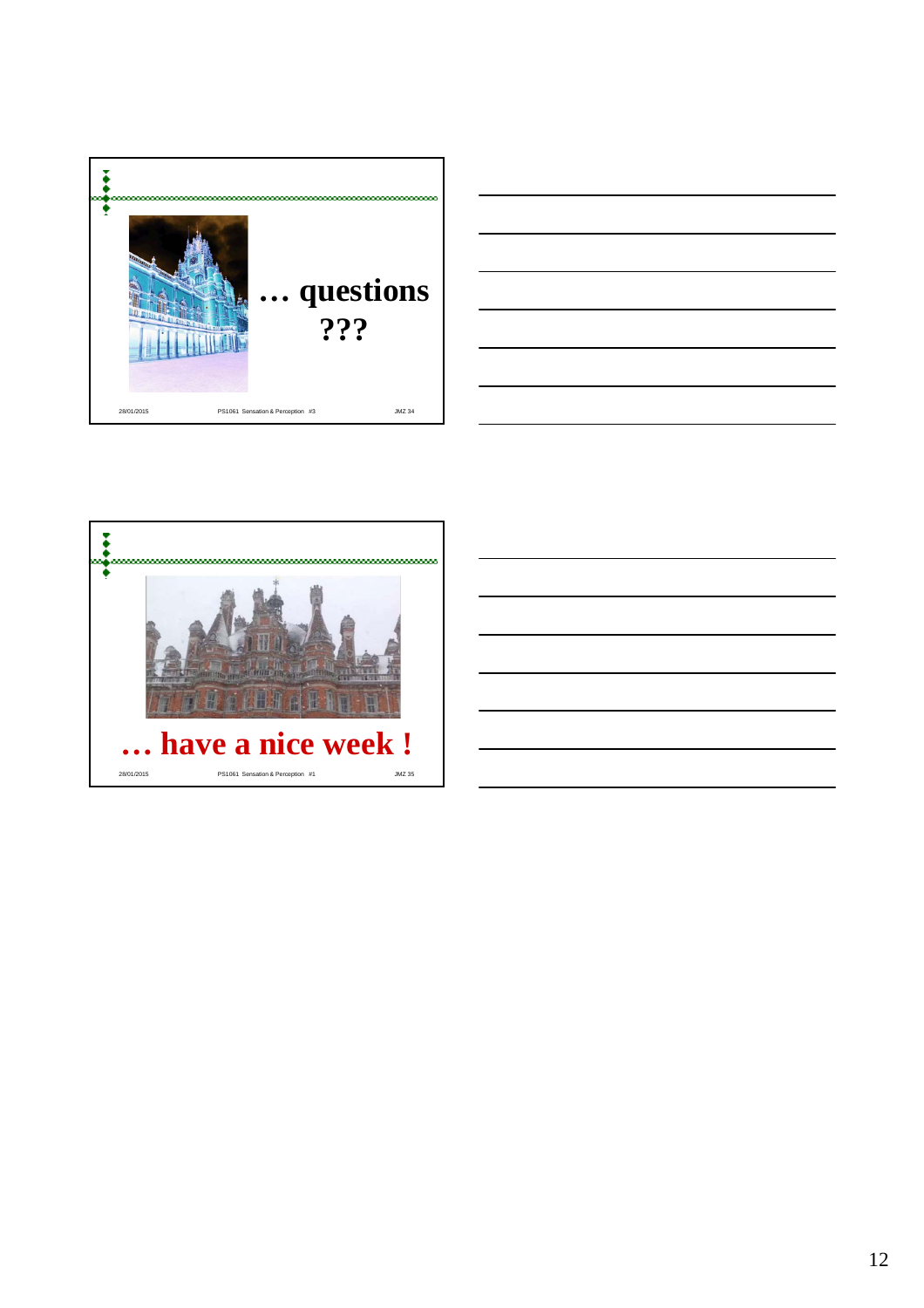… questions ???

… have a nice week !